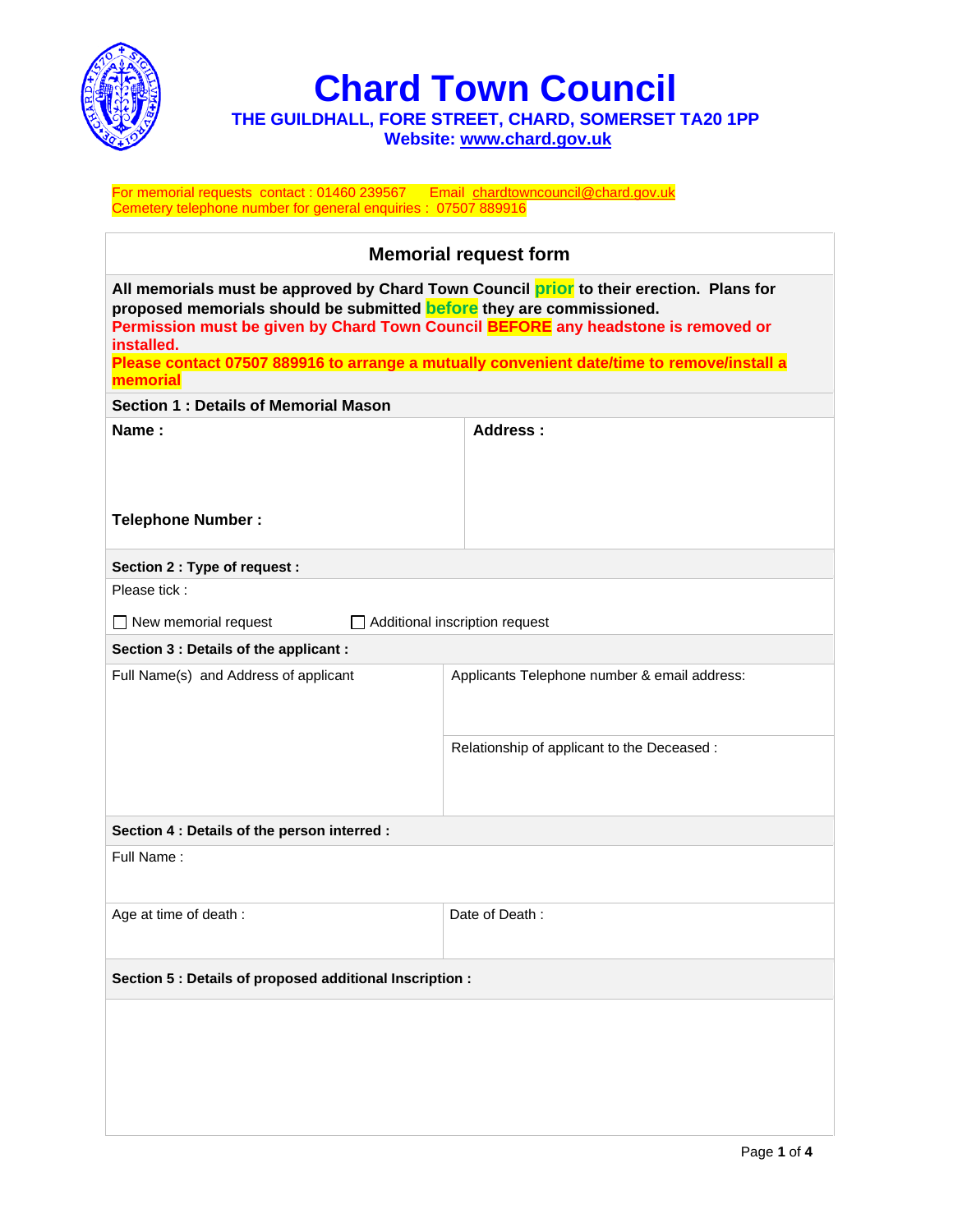# Chard Town Council

**THE GUILDHALL, FORE STREET, CHARD, SOMERSET TA20 1PP**
**Website: www.chard.gov.uk**

For memorial requests contact : 01460 239567 Email chardtowncouncil@chard.gov.uk
Cemetery telephone number for general enquiries : 07507 889916

## Memorial request form

**All memorials must be approved by Chard Town Council prior to their erection. Plans for proposed memorials should be submitted before they are commissioned.**
**Permission must be given by Chard Town Council BEFORE any headstone is removed or installed.**
**Please contact 07507 889916 to arrange a mutually convenient date/time to remove/install a memorial**

### Section 1 : Details of Memorial Mason

| **Name :** | **Address :** |
|---|---|
| **Telephone Number :** | |

### Section 2 : Type of request :

Please tick :

☐ New memorial request ☐ Additional inscription request

### Section 3 : Details of the applicant :

| Full Name(s) and Address of applicant | Applicants Telephone number & email address: |
|---|---|
| | Relationship of applicant to the Deceased : |

### Section 4 : Details of the person interred :

| Full Name : | |
|---|---|
| Age at time of death : | Date of Death : |

### Section 5 : Details of proposed additional Inscription :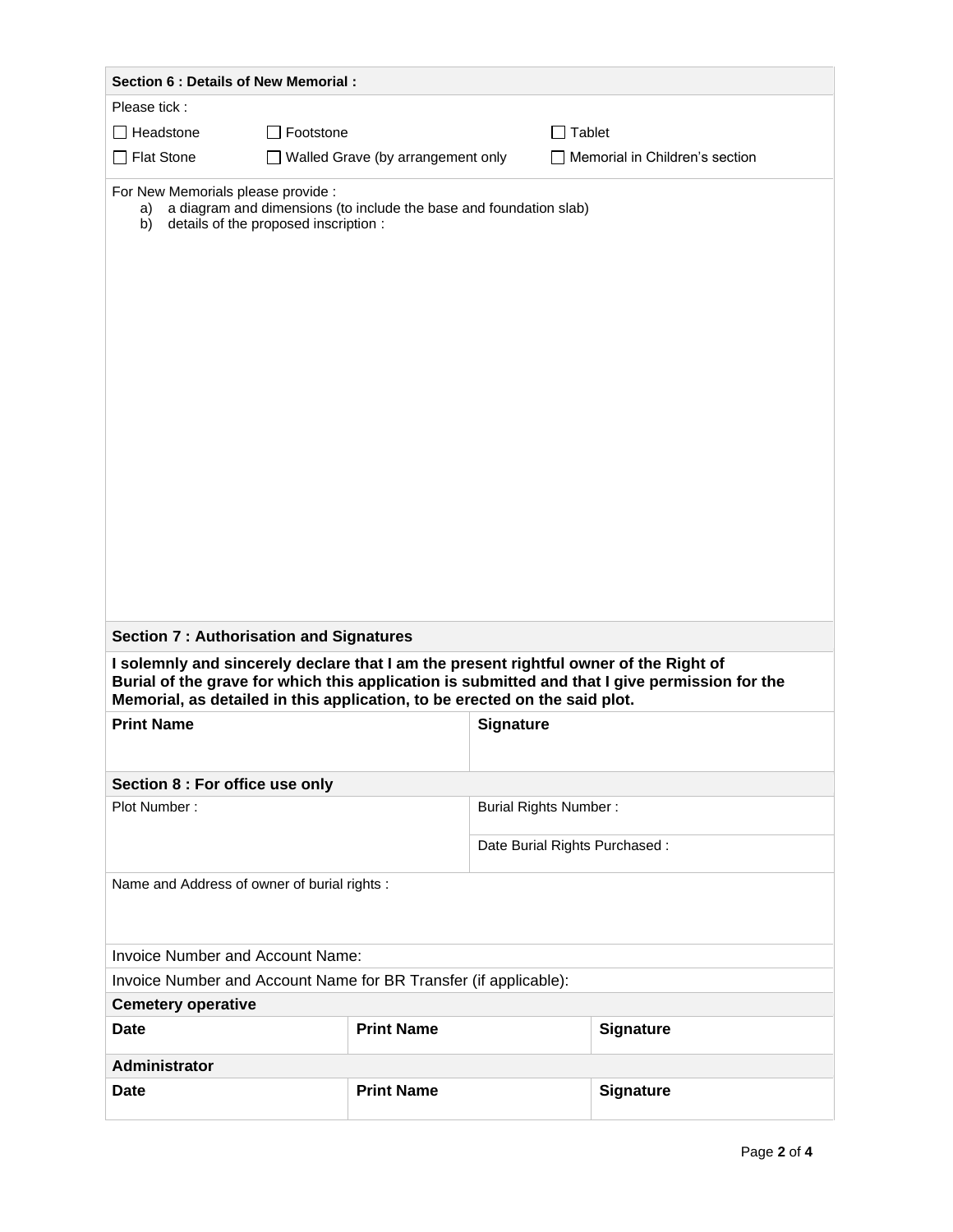## Section 6 : Details of New Memorial :

Please tick :

- ☐ Headstone
- ☐ Footstone
- ☐ Tablet
- ☐ Flat Stone
- ☐ Walled Grave (by arrangement only
- ☐ Memorial in Children's section

For New Memorials please provide :

a) a diagram and dimensions (to include the base and foundation slab)
b) details of the proposed inscription :

## Section 7 : Authorisation and Signatures

**I solemnly and sincerely declare that I am the present rightful owner of the Right of Burial of the grave for which this application is submitted and that I give permission for the Memorial, as detailed in this application, to be erected on the said plot.**

| **Print Name** | **Signature** |
| --- | --- |
| | |

## Section 8 : For office use only

| Plot Number : | Burial Rights Number : |
| --- | --- |
| | Date Burial Rights Purchased : |

Name and Address of owner of burial rights :

Invoice Number and Account Name:

Invoice Number and Account Name for BR Transfer (if applicable):

**Cemetery operative**

| **Date** | **Print Name** | **Signature** |
| --- | --- | --- |
| | | |

**Administrator**

| **Date** | **Print Name** | **Signature** |
| --- | --- | --- |
| | | |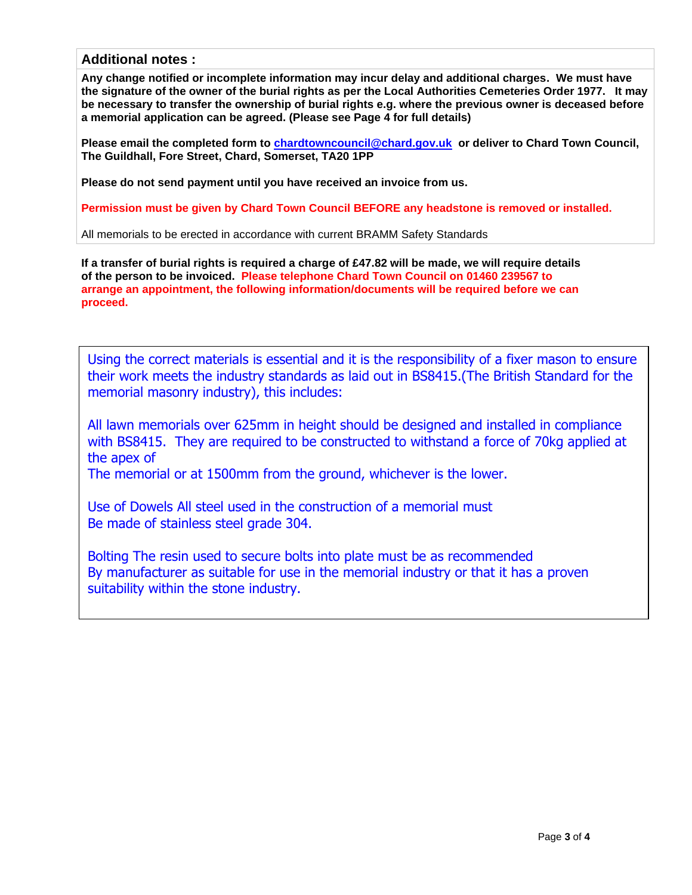## Additional notes :

**Any change notified or incomplete information may incur delay and additional charges. We must have the signature of the owner of the burial rights as per the Local Authorities Cemeteries Order 1977. It may be necessary to transfer the ownership of burial rights e.g. where the previous owner is deceased before a memorial application can be agreed. (Please see Page 4 for full details)**

**Please email the completed form to [chardtowncouncil@chard.gov.uk](mailto:chardtowncouncil@chard.gov.uk) or deliver to Chard Town Council, The Guildhall, Fore Street, Chard, Somerset, TA20 1PP**

**Please do not send payment until you have received an invoice from us.**

**Permission must be given by Chard Town Council BEFORE any headstone is removed or installed.**

All memorials to be erected in accordance with current BRAMM Safety Standards

**If a transfer of burial rights is required a charge of £47.82 will be made, we will require details of the person to be invoiced. Please telephone Chard Town Council on 01460 239567 to arrange an appointment, the following information/documents will be required before we can proceed.**

Using the correct materials is essential and it is the responsibility of a fixer mason to ensure their work meets the industry standards as laid out in BS8415.(The British Standard for the memorial masonry industry), this includes:

All lawn memorials over 625mm in height should be designed and installed in compliance with BS8415. They are required to be constructed to withstand a force of 70kg applied at the apex of
The memorial or at 1500mm from the ground, whichever is the lower.

Use of Dowels All steel used in the construction of a memorial must
Be made of stainless steel grade 304.

Bolting The resin used to secure bolts into plate must be as recommended
By manufacturer as suitable for use in the memorial industry or that it has a proven suitability within the stone industry.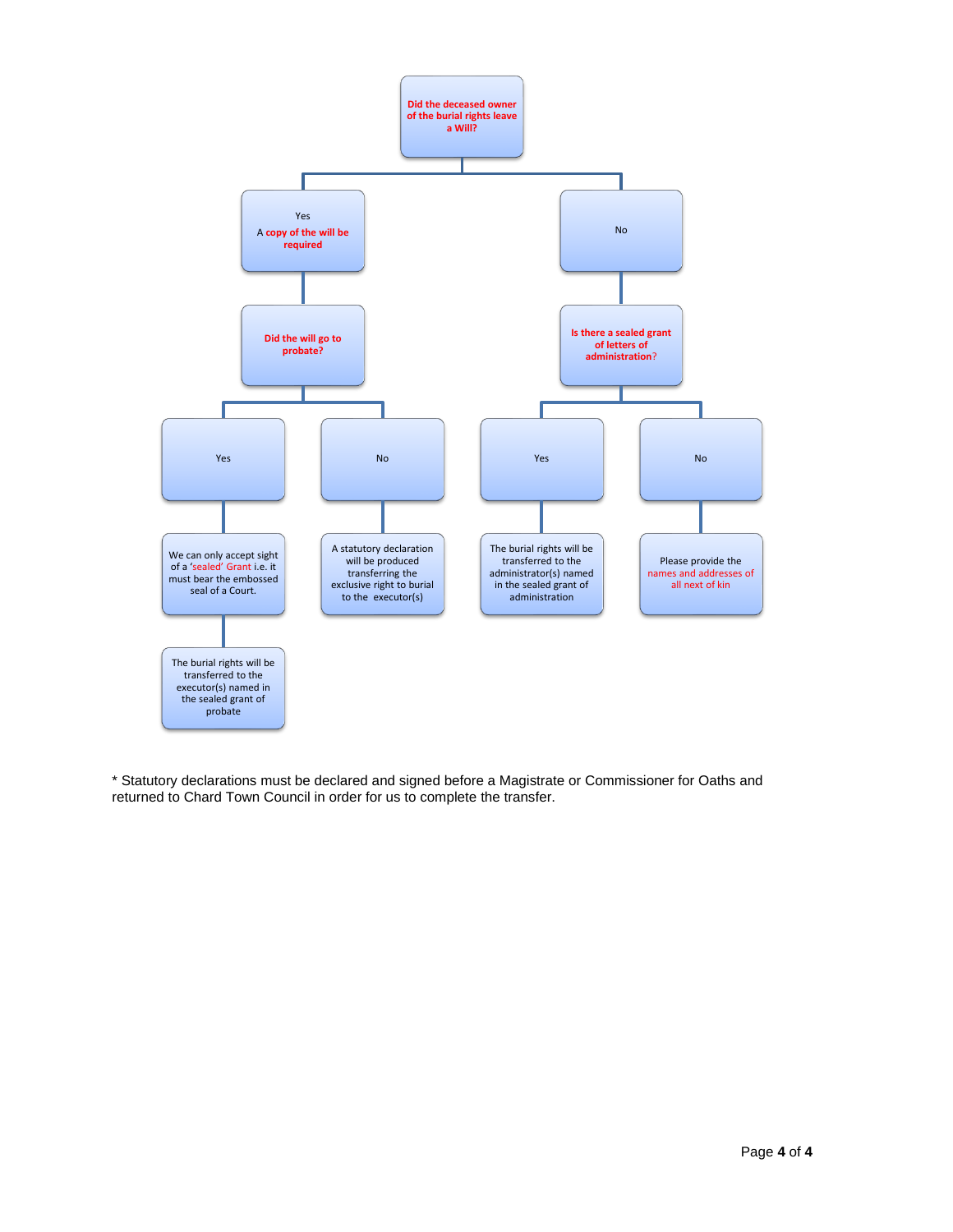**Did the deceased owner of the burial rights leave a Will?**

- **Yes** – A **copy of the will be required**
  - **Did the will go to probate?**
    - **Yes**
      - We can only accept sight of a 'sealed' Grant i.e. it must bear the embossed seal of a Court.
        - The burial rights will be transferred to the executor(s) named in the sealed grant of probate
    - **No**
      - A statutory declaration will be produced transferring the exclusive right to burial to the executor(s)
- **No**
  - **Is there a sealed grant of letters of administration?**
    - **Yes**
      - The burial rights will be transferred to the administrator(s) named in the sealed grant of administration
    - **No**
      - Please provide the names and addresses of all next of kin

* Statutory declarations must be declared and signed before a Magistrate or Commissioner for Oaths and returned to Chard Town Council in order for us to complete the transfer.